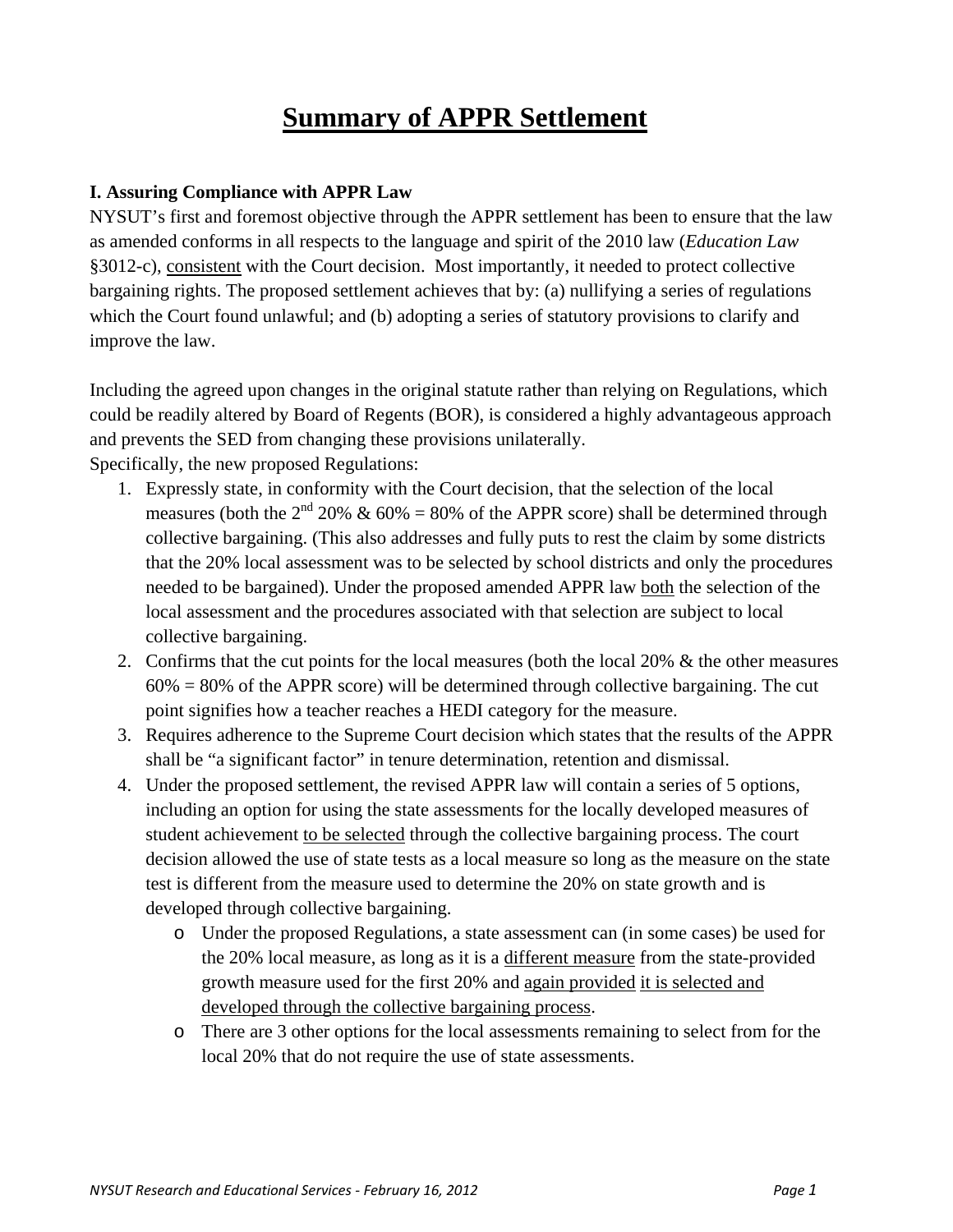# Summary of APPR Settlement

**I. Assuring Compliance with APPR Law**

NYSUT's first and foremost objective through the APPR settlement has been to ensure that the law as amended conforms in all respects to the language and spirit of the 2010 law (*Education Law* §3012-c), consistent with the Court decision. Most importantly, it needed to protect collective bargaining rights. The proposed settlement achieves that by: (a) nullifying a series of regulations which the Court found unlawful; and (b) adopting a series of statutory provisions to clarify and improve the law.

Including the agreed upon changes in the original statute rather than relying on Regulations, which could be readily altered by Board of Regents (BOR), is considered a highly advantageous approach and prevents the SED from changing these provisions unilaterally.

Specifically, the new proposed Regulations:

1. Expressly state, in conformity with the Court decision, that the selection of the local measures (both the 2nd 20% & 60% = 80% of the APPR score) shall be determined through collective bargaining. (This also addresses and fully puts to rest the claim by some districts that the 20% local assessment was to be selected by school districts and only the procedures needed to be bargained). Under the proposed amended APPR law both the selection of the local assessment and the procedures associated with that selection are subject to local collective bargaining.
2. Confirms that the cut points for the local measures (both the local 20% & the other measures 60% = 80% of the APPR score) will be determined through collective bargaining. The cut point signifies how a teacher reaches a HEDI category for the measure.
3. Requires adherence to the Supreme Court decision which states that the results of the APPR shall be "a significant factor" in tenure determination, retention and dismissal.
4. Under the proposed settlement, the revised APPR law will contain a series of 5 options, including an option for using the state assessments for the locally developed measures of student achievement to be selected through the collective bargaining process. The court decision allowed the use of state tests as a local measure so long as the measure on the state test is different from the measure used to determine the 20% on state growth and is developed through collective bargaining.
   - Under the proposed Regulations, a state assessment can (in some cases) be used for the 20% local measure, as long as it is a different measure from the state-provided growth measure used for the first 20% and again provided it is selected and developed through the collective bargaining process.
   - There are 3 other options for the local assessments remaining to select from for the local 20% that do not require the use of state assessments.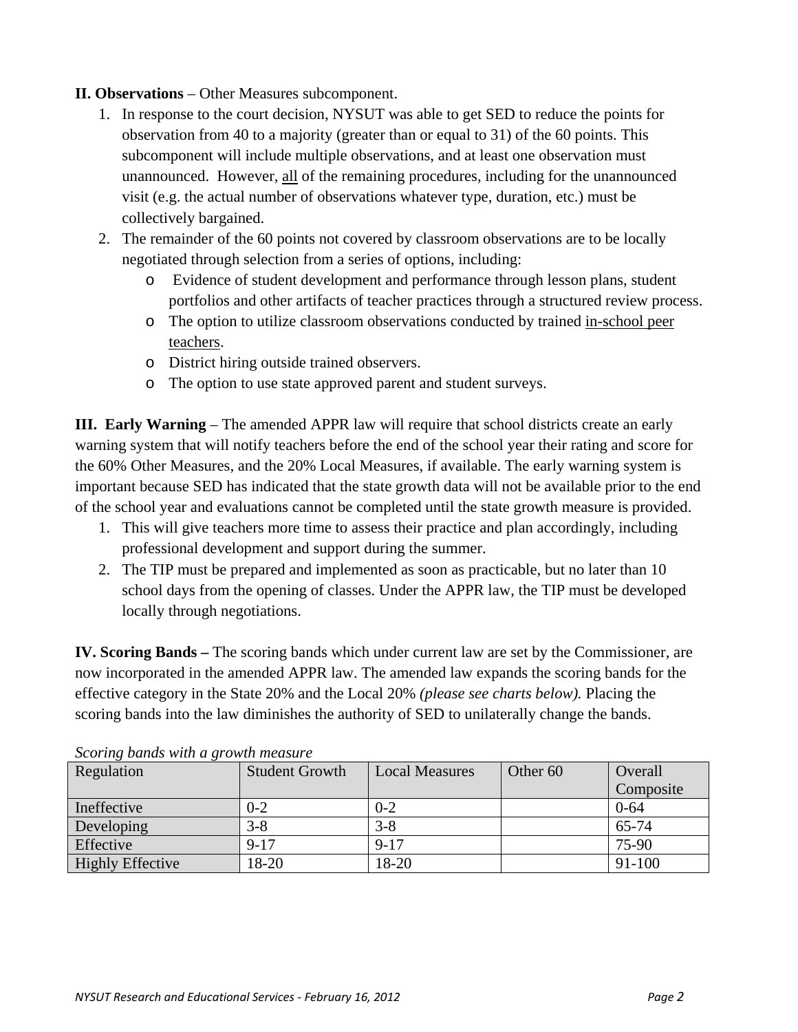**II. Observations** – Other Measures subcomponent.

1. In response to the court decision, NYSUT was able to get SED to reduce the points for observation from 40 to a majority (greater than or equal to 31) of the 60 points. This subcomponent will include multiple observations, and at least one observation must unannounced. However, all of the remaining procedures, including for the unannounced visit (e.g. the actual number of observations whatever type, duration, etc.) must be collectively bargained.
2. The remainder of the 60 points not covered by classroom observations are to be locally negotiated through selection from a series of options, including:
   - Evidence of student development and performance through lesson plans, student portfolios and other artifacts of teacher practices through a structured review process.
   - The option to utilize classroom observations conducted by trained in-school peer teachers.
   - District hiring outside trained observers.
   - The option to use state approved parent and student surveys.

**III. Early Warning** – The amended APPR law will require that school districts create an early warning system that will notify teachers before the end of the school year their rating and score for the 60% Other Measures, and the 20% Local Measures, if available. The early warning system is important because SED has indicated that the state growth data will not be available prior to the end of the school year and evaluations cannot be completed until the state growth measure is provided.

1. This will give teachers more time to assess their practice and plan accordingly, including professional development and support during the summer.
2. The TIP must be prepared and implemented as soon as practicable, but no later than 10 school days from the opening of classes. Under the APPR law, the TIP must be developed locally through negotiations.

**IV. Scoring Bands –** The scoring bands which under current law are set by the Commissioner, are now incorporated in the amended APPR law. The amended law expands the scoring bands for the effective category in the State 20% and the Local 20% *(please see charts below).* Placing the scoring bands into the law diminishes the authority of SED to unilaterally change the bands.

*Scoring bands with a growth measure*

| Regulation | Student Growth | Local Measures | Other 60 | Overall Composite |
|---|---|---|---|---|
| Ineffective | 0-2 | 0-2 | | 0-64 |
| Developing | 3-8 | 3-8 | | 65-74 |
| Effective | 9-17 | 9-17 | | 75-90 |
| Highly Effective | 18-20 | 18-20 | | 91-100 |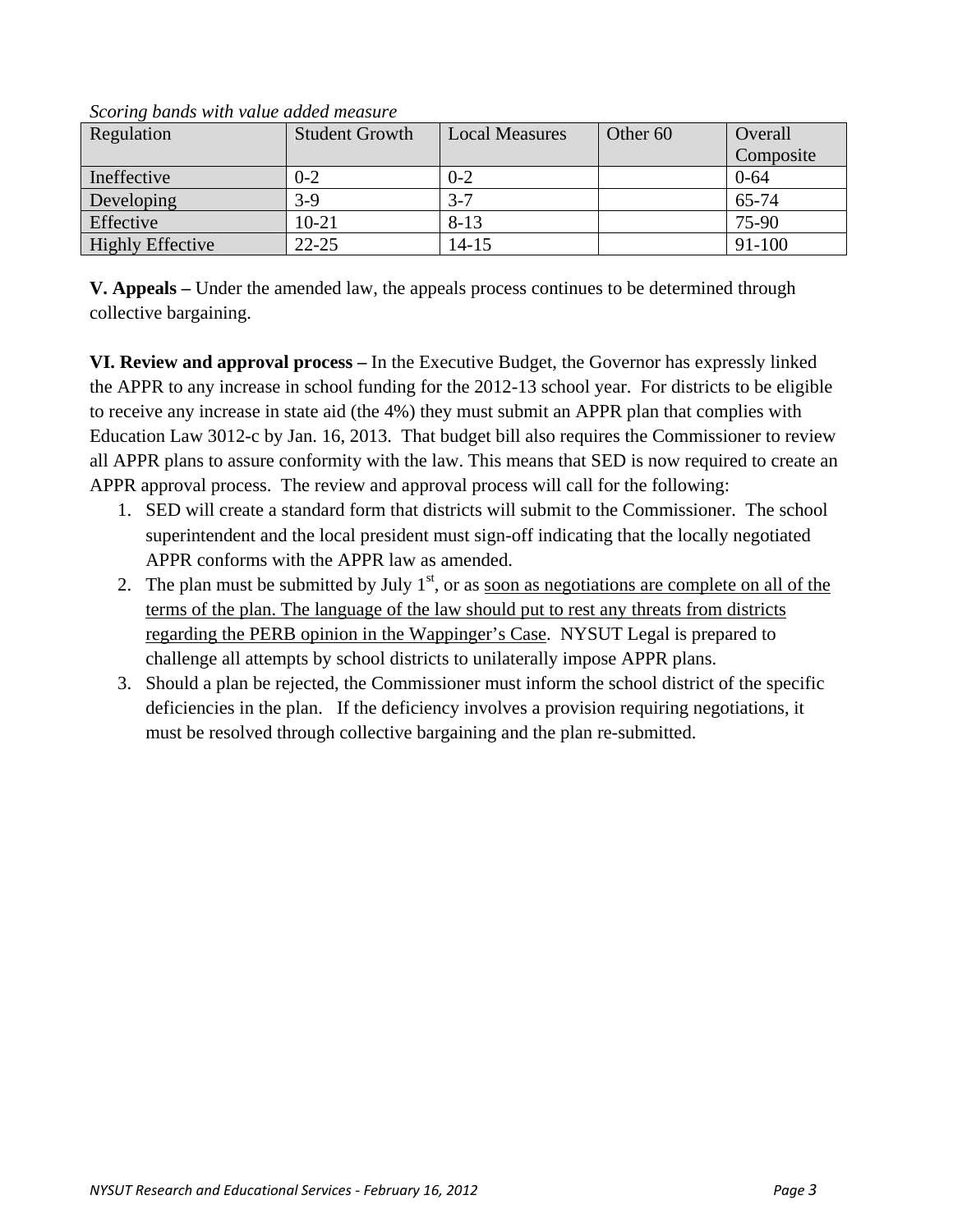*Scoring bands with value added measure*

| Regulation | Student Growth | Local Measures | Other 60 | Overall Composite |
|---|---|---|---|---|
| Ineffective | 0-2 | 0-2 | | 0-64 |
| Developing | 3-9 | 3-7 | | 65-74 |
| Effective | 10-21 | 8-13 | | 75-90 |
| Highly Effective | 22-25 | 14-15 | | 91-100 |

**V. Appeals –** Under the amended law, the appeals process continues to be determined through collective bargaining.

**VI. Review and approval process –** In the Executive Budget, the Governor has expressly linked the APPR to any increase in school funding for the 2012-13 school year. For districts to be eligible to receive any increase in state aid (the 4%) they must submit an APPR plan that complies with Education Law 3012-c by Jan. 16, 2013. That budget bill also requires the Commissioner to review all APPR plans to assure conformity with the law. This means that SED is now required to create an APPR approval process. The review and approval process will call for the following:

1. SED will create a standard form that districts will submit to the Commissioner. The school superintendent and the local president must sign-off indicating that the locally negotiated APPR conforms with the APPR law as amended.
2. The plan must be submitted by July 1st, or as soon as negotiations are complete on all of the terms of the plan. The language of the law should put to rest any threats from districts regarding the PERB opinion in the Wappinger's Case. NYSUT Legal is prepared to challenge all attempts by school districts to unilaterally impose APPR plans.
3. Should a plan be rejected, the Commissioner must inform the school district of the specific deficiencies in the plan. If the deficiency involves a provision requiring negotiations, it must be resolved through collective bargaining and the plan re-submitted.